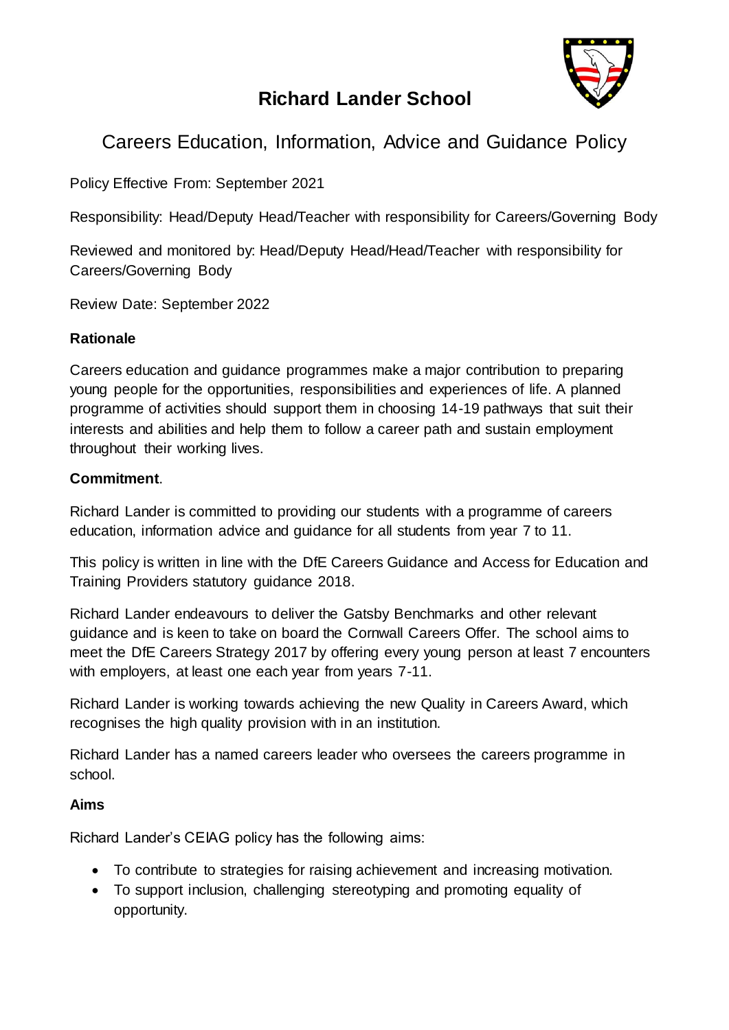# Richard Lander School

## Careers Education, Information, Advice and Guidance Policy

Policy Effective From: September 2021

Responsibility: Head/Deputy Head/Teacher with responsibility for Careers/Governing Body

Reviewed and monitored by: Head/Deputy Head/Head/Teacher with responsibility for Careers/Governing Body

Review Date: September 2022

**Rationale**

Careers education and guidance programmes make a major contribution to preparing young people for the opportunities, responsibilities and experiences of life. A planned programme of activities should support them in choosing 14-19 pathways that suit their interests and abilities and help them to follow a career path and sustain employment throughout their working lives.

**Commitment**.

Richard Lander is committed to providing our students with a programme of careers education, information advice and guidance for all students from year 7 to 11.

This policy is written in line with the DfE Careers Guidance and Access for Education and Training Providers statutory guidance 2018.

Richard Lander endeavours to deliver the Gatsby Benchmarks and other relevant guidance and is keen to take on board the Cornwall Careers Offer. The school aims to meet the DfE Careers Strategy 2017 by offering every young person at least 7 encounters with employers, at least one each year from years 7-11.

Richard Lander is working towards achieving the new Quality in Careers Award, which recognises the high quality provision with in an institution.

Richard Lander has a named careers leader who oversees the careers programme in school.

**Aims**

Richard Lander's CEIAG policy has the following aims:

- To contribute to strategies for raising achievement and increasing motivation.
- To support inclusion, challenging stereotyping and promoting equality of opportunity.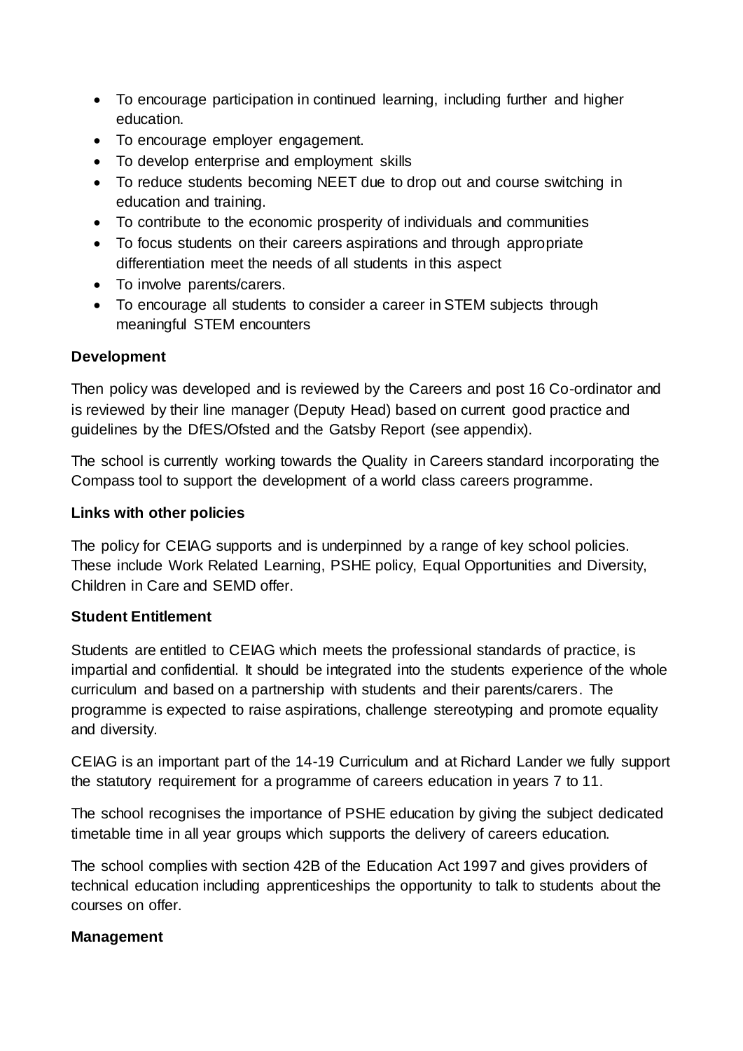- To encourage participation in continued learning, including further and higher education.
- To encourage employer engagement.
- To develop enterprise and employment skills
- To reduce students becoming NEET due to drop out and course switching in education and training.
- To contribute to the economic prosperity of individuals and communities
- To focus students on their careers aspirations and through appropriate differentiation meet the needs of all students in this aspect
- To involve parents/carers.
- To encourage all students to consider a career in STEM subjects through meaningful STEM encounters

**Development**

Then policy was developed and is reviewed by the Careers and post 16 Co-ordinator and is reviewed by their line manager (Deputy Head) based on current good practice and guidelines by the DfES/Ofsted and the Gatsby Report (see appendix).

The school is currently working towards the Quality in Careers standard incorporating the Compass tool to support the development of a world class careers programme.

**Links with other policies**

The policy for CEIAG supports and is underpinned by a range of key school policies. These include Work Related Learning, PSHE policy, Equal Opportunities and Diversity, Children in Care and SEMD offer.

**Student Entitlement**

Students are entitled to CEIAG which meets the professional standards of practice, is impartial and confidential. It should be integrated into the students experience of the whole curriculum and based on a partnership with students and their parents/carers. The programme is expected to raise aspirations, challenge stereotyping and promote equality and diversity.

CEIAG is an important part of the 14-19 Curriculum and at Richard Lander we fully support the statutory requirement for a programme of careers education in years 7 to 11.

The school recognises the importance of PSHE education by giving the subject dedicated timetable time in all year groups which supports the delivery of careers education.

The school complies with section 42B of the Education Act 1997 and gives providers of technical education including apprenticeships the opportunity to talk to students about the courses on offer.

**Management**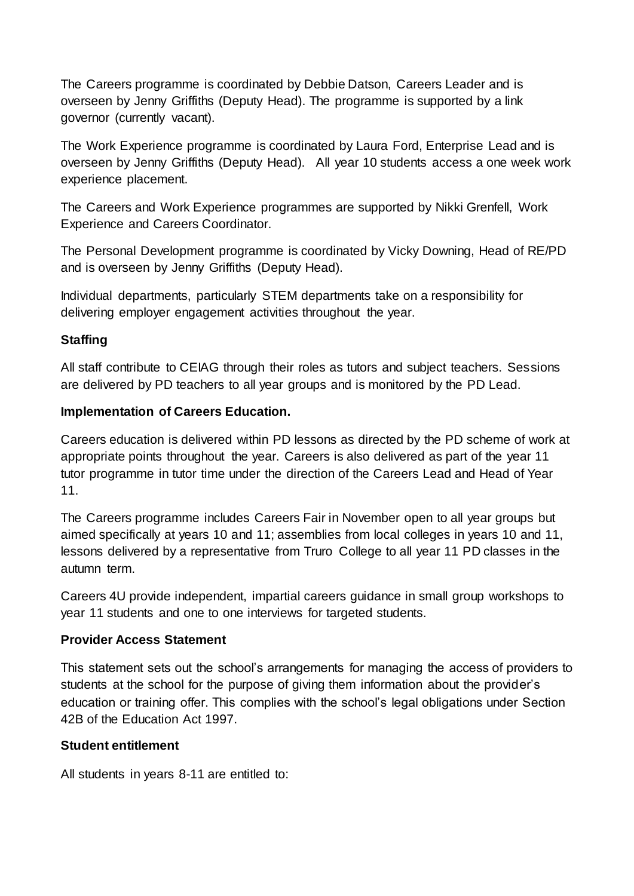The Careers programme is coordinated by Debbie Datson, Careers Leader and is overseen by Jenny Griffiths (Deputy Head). The programme is supported by a link governor (currently vacant).

The Work Experience programme is coordinated by Laura Ford, Enterprise Lead and is overseen by Jenny Griffiths (Deputy Head). All year 10 students access a one week work experience placement.

The Careers and Work Experience programmes are supported by Nikki Grenfell, Work Experience and Careers Coordinator.

The Personal Development programme is coordinated by Vicky Downing, Head of RE/PD and is overseen by Jenny Griffiths (Deputy Head).

Individual departments, particularly STEM departments take on a responsibility for delivering employer engagement activities throughout the year.

**Staffing**

All staff contribute to CEIAG through their roles as tutors and subject teachers. Sessions are delivered by PD teachers to all year groups and is monitored by the PD Lead.

**Implementation of Careers Education.**

Careers education is delivered within PD lessons as directed by the PD scheme of work at appropriate points throughout the year. Careers is also delivered as part of the year 11 tutor programme in tutor time under the direction of the Careers Lead and Head of Year 11.

The Careers programme includes Careers Fair in November open to all year groups but aimed specifically at years 10 and 11; assemblies from local colleges in years 10 and 11, lessons delivered by a representative from Truro College to all year 11 PD classes in the autumn term.

Careers 4U provide independent, impartial careers guidance in small group workshops to year 11 students and one to one interviews for targeted students.

**Provider Access Statement**

This statement sets out the school's arrangements for managing the access of providers to students at the school for the purpose of giving them information about the provider's education or training offer. This complies with the school's legal obligations under Section 42B of the Education Act 1997.

**Student entitlement**

All students in years 8-11 are entitled to: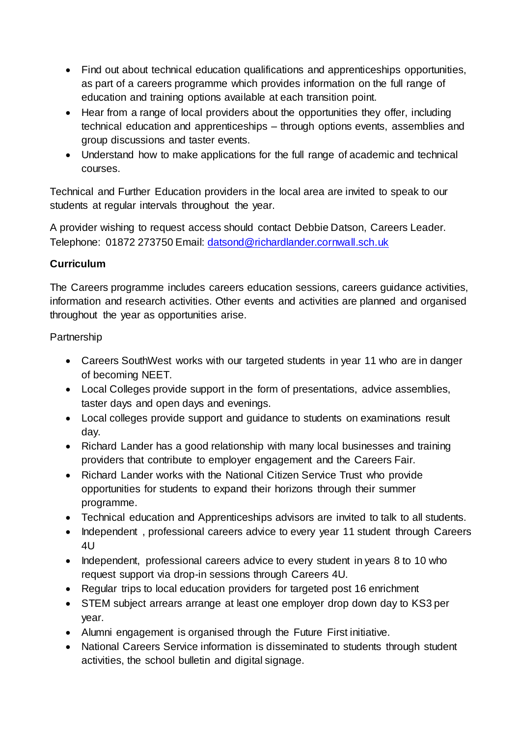- Find out about technical education qualifications and apprenticeships opportunities, as part of a careers programme which provides information on the full range of education and training options available at each transition point.
- Hear from a range of local providers about the opportunities they offer, including technical education and apprenticeships – through options events, assemblies and group discussions and taster events.
- Understand how to make applications for the full range of academic and technical courses.

Technical and Further Education providers in the local area are invited to speak to our students at regular intervals throughout the year.

A provider wishing to request access should contact Debbie Datson, Careers Leader. Telephone: 01872 273750 Email: [datsond@richardlander.cornwall.sch.uk](mailto:datsond@richardlander.cornwall.sch.uk)

**Curriculum**

The Careers programme includes careers education sessions, careers guidance activities, information and research activities. Other events and activities are planned and organised throughout the year as opportunities arise.

Partnership

- Careers SouthWest works with our targeted students in year 11 who are in danger of becoming NEET.
- Local Colleges provide support in the form of presentations, advice assemblies, taster days and open days and evenings.
- Local colleges provide support and guidance to students on examinations result day.
- Richard Lander has a good relationship with many local businesses and training providers that contribute to employer engagement and the Careers Fair.
- Richard Lander works with the National Citizen Service Trust who provide opportunities for students to expand their horizons through their summer programme.
- Technical education and Apprenticeships advisors are invited to talk to all students.
- Independent , professional careers advice to every year 11 student through Careers 4U
- Independent, professional careers advice to every student in years 8 to 10 who request support via drop-in sessions through Careers 4U.
- Regular trips to local education providers for targeted post 16 enrichment
- STEM subject arrears arrange at least one employer drop down day to KS3 per year.
- Alumni engagement is organised through the Future First initiative.
- National Careers Service information is disseminated to students through student activities, the school bulletin and digital signage.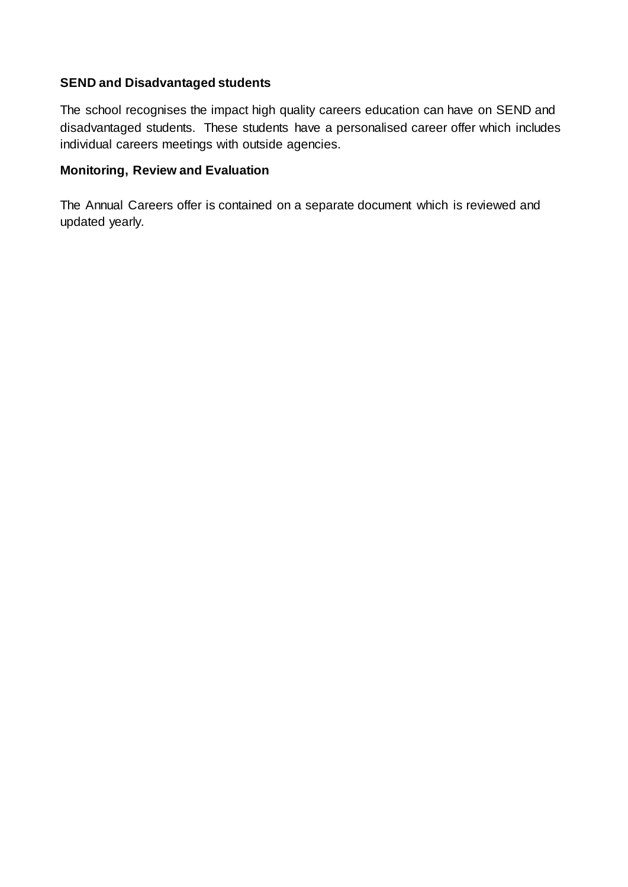**SEND and Disadvantaged students**

The school recognises the impact high quality careers education can have on SEND and disadvantaged students. These students have a personalised career offer which includes individual careers meetings with outside agencies.

**Monitoring, Review and Evaluation**

The Annual Careers offer is contained on a separate document which is reviewed and updated yearly.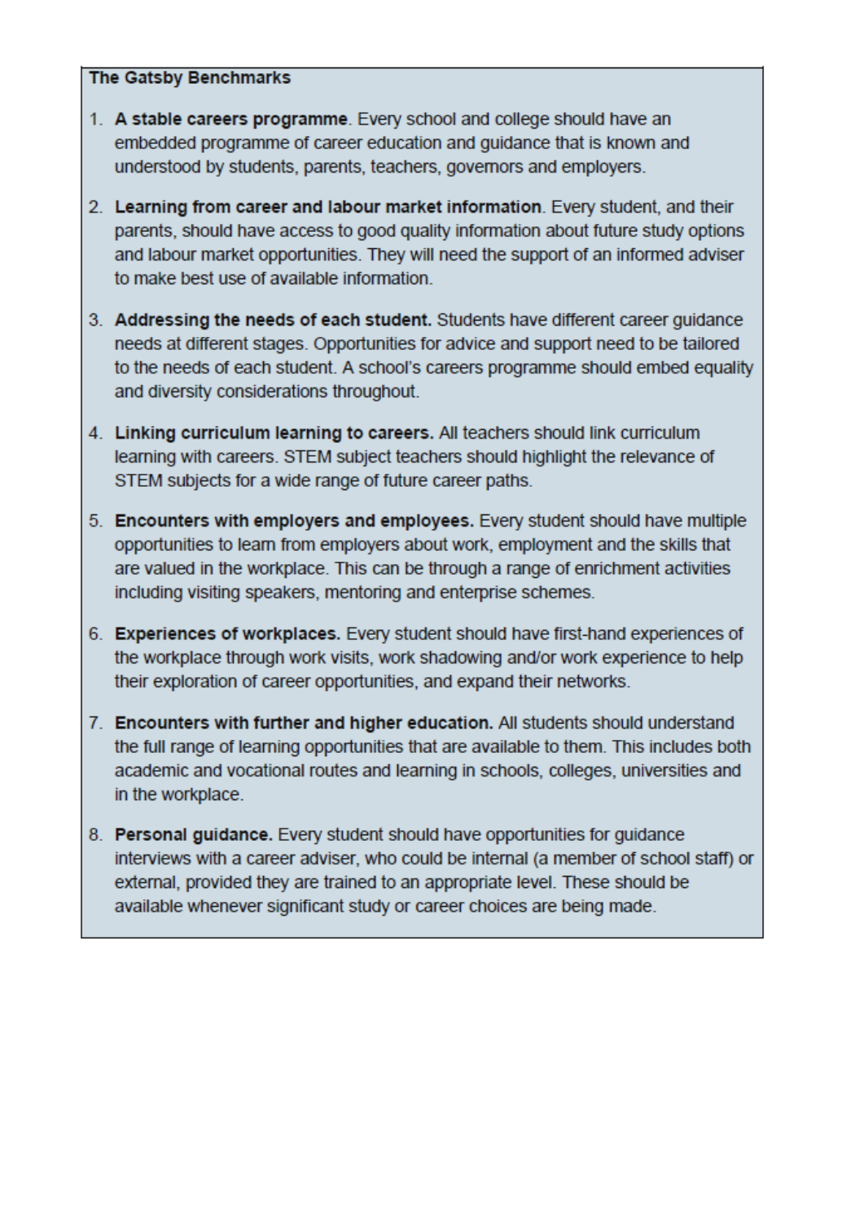**The Gatsby Benchmarks**

1. **A stable careers programme**. Every school and college should have an embedded programme of career education and guidance that is known and understood by students, parents, teachers, governors and employers.

2. **Learning from career and labour market information**. Every student, and their parents, should have access to good quality information about future study options and labour market opportunities. They will need the support of an informed adviser to make best use of available information.

3. **Addressing the needs of each student.** Students have different career guidance needs at different stages. Opportunities for advice and support need to be tailored to the needs of each student. A school's careers programme should embed equality and diversity considerations throughout.

4. **Linking curriculum learning to careers.** All teachers should link curriculum learning with careers. STEM subject teachers should highlight the relevance of STEM subjects for a wide range of future career paths.

5. **Encounters with employers and employees.** Every student should have multiple opportunities to learn from employers about work, employment and the skills that are valued in the workplace. This can be through a range of enrichment activities including visiting speakers, mentoring and enterprise schemes.

6. **Experiences of workplaces.** Every student should have first-hand experiences of the workplace through work visits, work shadowing and/or work experience to help their exploration of career opportunities, and expand their networks.

7. **Encounters with further and higher education.** All students should understand the full range of learning opportunities that are available to them. This includes both academic and vocational routes and learning in schools, colleges, universities and in the workplace.

8. **Personal guidance.** Every student should have opportunities for guidance interviews with a career adviser, who could be internal (a member of school staff) or external, provided they are trained to an appropriate level. These should be available whenever significant study or career choices are being made.